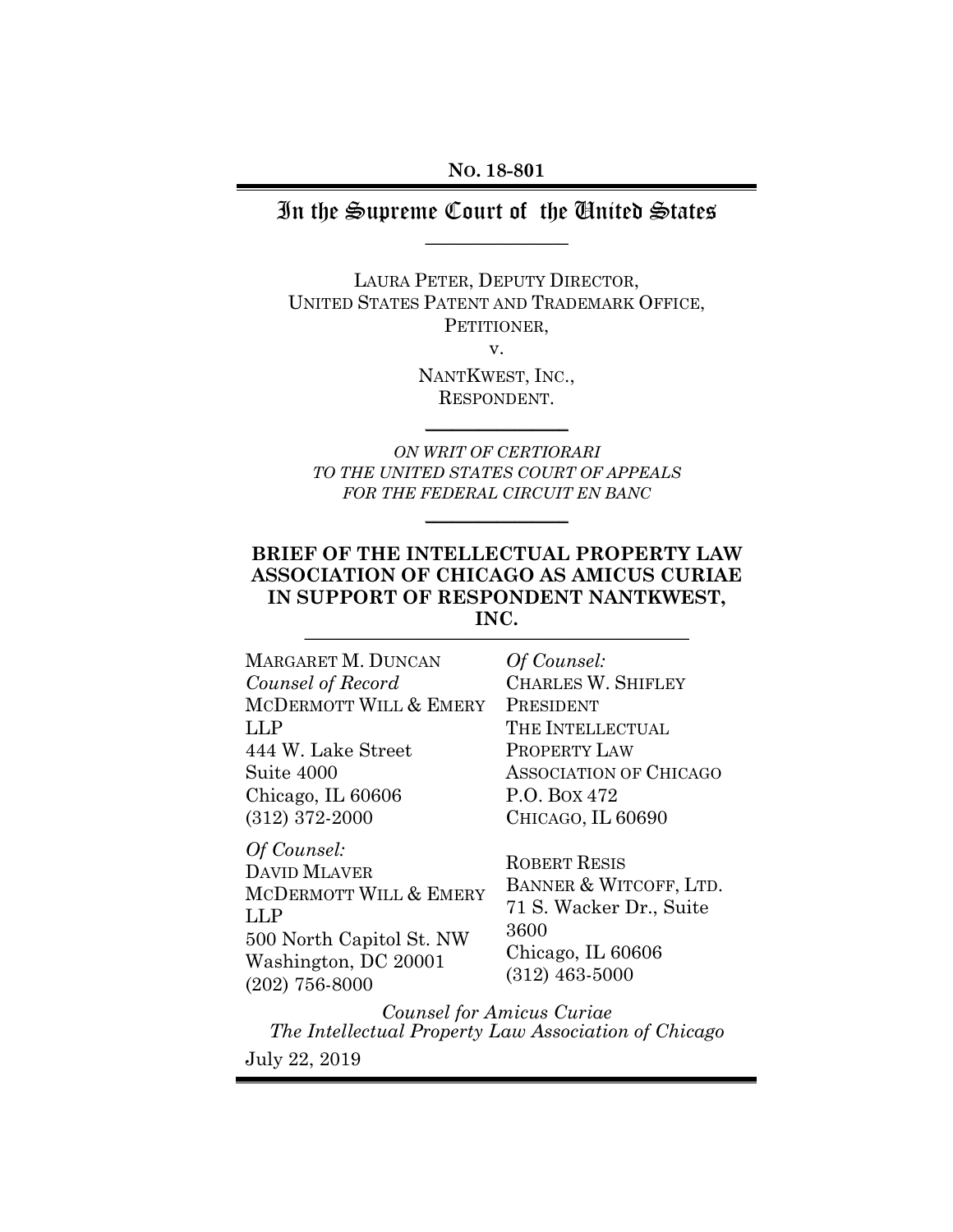**No. 18-801**

# In the Supreme Court of the United States

---

LAURA PETER, DEPUTY DIRECTOR,
UNITED STATES PATENT AND TRADEMARK OFFICE,
PETITIONER,

v.

NANTKWEST, INC.,
RESPONDENT.

---

*ON WRIT OF CERTIORARI*
*TO THE UNITED STATES COURT OF APPEALS*
*FOR THE FEDERAL CIRCUIT EN BANC*

---

**BRIEF OF THE INTELLECTUAL PROPERTY LAW ASSOCIATION OF CHICAGO AS AMICUS CURIAE IN SUPPORT OF RESPONDENT NANTKWEST, INC.**

---

MARGARET M. DUNCAN
*Counsel of Record*
MCDERMOTT WILL & EMERY LLP
444 W. Lake Street
Suite 4000
Chicago, IL 60606
(312) 372-2000

*Of Counsel:*
DAVID MLAVER
MCDERMOTT WILL & EMERY LLP
500 North Capitol St. NW
Washington, DC 20001
(202) 756-8000

*Of Counsel:*
CHARLES W. SHIFLEY
PRESIDENT
THE INTELLECTUAL PROPERTY LAW ASSOCIATION OF CHICAGO
P.O. BOX 472
CHICAGO, IL 60690

ROBERT RESIS
BANNER & WITCOFF, LTD.
71 S. Wacker Dr., Suite 3600
Chicago, IL 60606
(312) 463-5000

*Counsel for Amicus Curiae*
*The Intellectual Property Law Association of Chicago*

July 22, 2019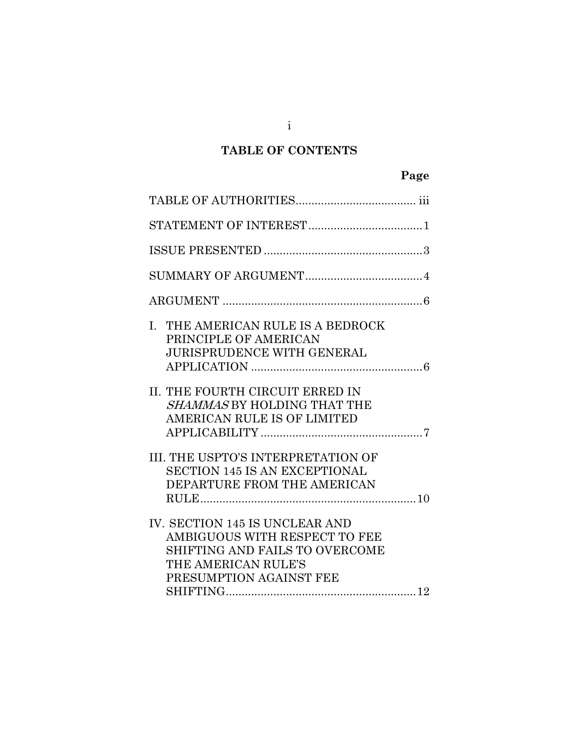## TABLE OF CONTENTS

| | Page |
|---|---|
| TABLE OF AUTHORITIES | iii |
| STATEMENT OF INTEREST | 1 |
| ISSUE PRESENTED | 3 |
| SUMMARY OF ARGUMENT | 4 |
| ARGUMENT | 6 |
| I. THE AMERICAN RULE IS A BEDROCK PRINCIPLE OF AMERICAN JURISPRUDENCE WITH GENERAL APPLICATION | 6 |
| II. THE FOURTH CIRCUIT ERRED IN *SHAMMAS* BY HOLDING THAT THE AMERICAN RULE IS OF LIMITED APPLICABILITY | 7 |
| III. THE USPTO'S INTERPRETATION OF SECTION 145 IS AN EXCEPTIONAL DEPARTURE FROM THE AMERICAN RULE | 10 |
| IV. SECTION 145 IS UNCLEAR AND AMBIGUOUS WITH RESPECT TO FEE SHIFTING AND FAILS TO OVERCOME THE AMERICAN RULE'S PRESUMPTION AGAINST FEE SHIFTING | 12 |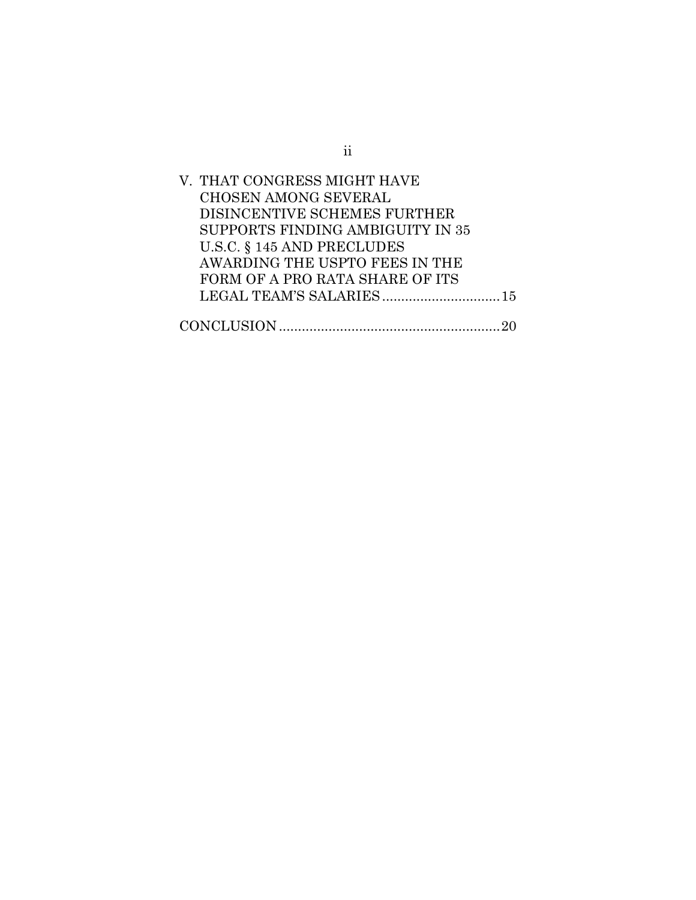V. THAT CONGRESS MIGHT HAVE CHOSEN AMONG SEVERAL DISINCENTIVE SCHEMES FURTHER SUPPORTS FINDING AMBIGUITY IN 35 U.S.C. § 145 AND PRECLUDES AWARDING THE USPTO FEES IN THE FORM OF A PRO RATA SHARE OF ITS LEGAL TEAM'S SALARIES ............................... 15

CONCLUSION ........................................................ 20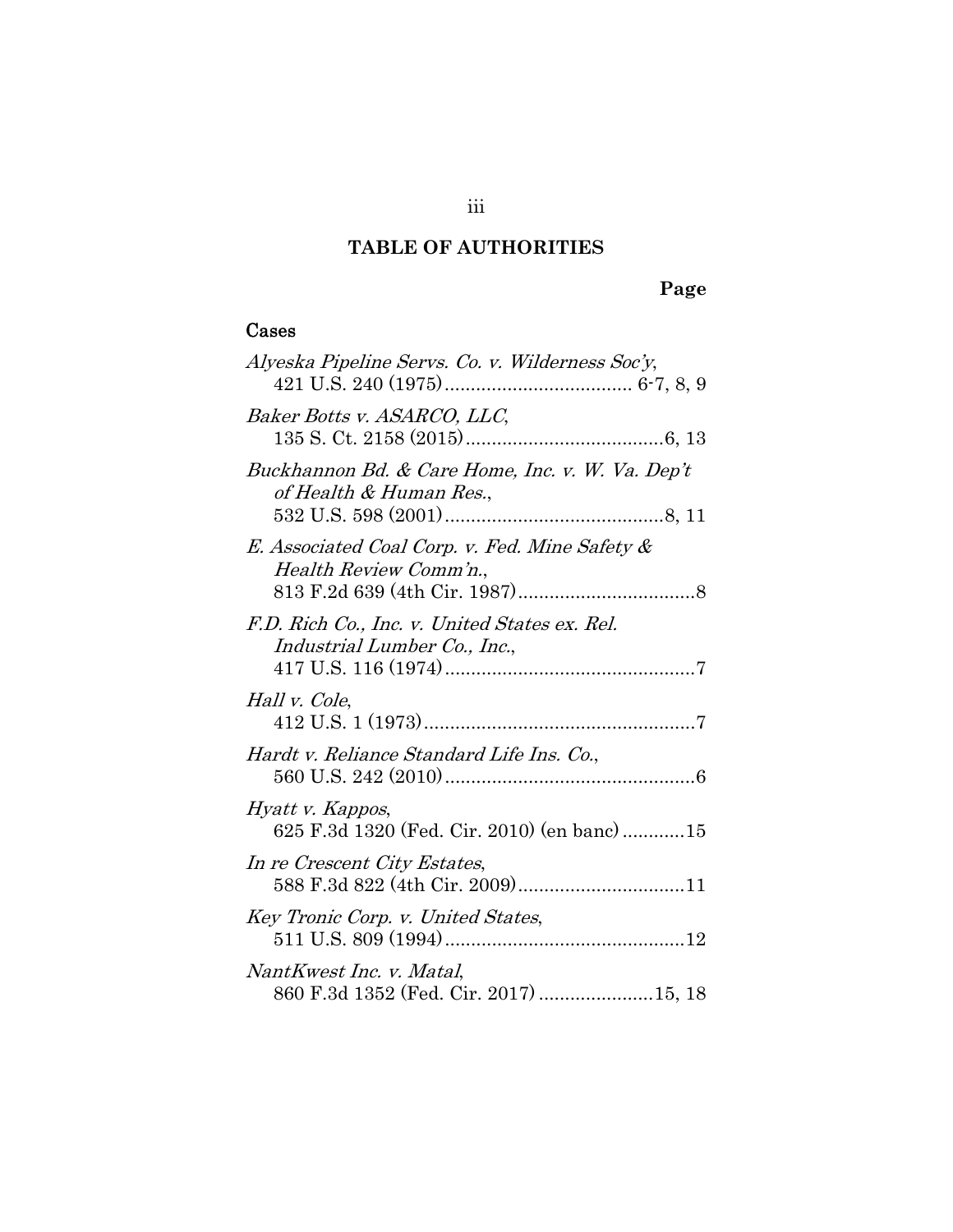## TABLE OF AUTHORITIES

**Page**

### Cases

*Alyeska Pipeline Servs. Co. v. Wilderness Soc'y*, 421 U.S. 240 (1975) .................................... 6-7, 8, 9

*Baker Botts v. ASARCO, LLC*, 135 S. Ct. 2158 (2015) ...................................... 6, 13

*Buckhannon Bd. & Care Home, Inc. v. W. Va. Dep't of Health & Human Res.*, 532 U.S. 598 (2001) .......................................... 8, 11

*E. Associated Coal Corp. v. Fed. Mine Safety & Health Review Comm'n.*, 813 F.2d 639 (4th Cir. 1987) .................................. 8

*F.D. Rich Co., Inc. v. United States ex. Rel. Industrial Lumber Co., Inc.*, 417 U.S. 116 (1974) ................................................ 7

*Hall v. Cole*, 412 U.S. 1 (1973) .................................................... 7

*Hardt v. Reliance Standard Life Ins. Co.*, 560 U.S. 242 (2010) ................................................ 6

*Hyatt v. Kappos*, 625 F.3d 1320 (Fed. Cir. 2010) (en banc) ............ 15

*In re Crescent City Estates*, 588 F.3d 822 (4th Cir. 2009) ................................ 11

*Key Tronic Corp. v. United States*, 511 U.S. 809 (1994) .............................................. 12

*NantKwest Inc. v. Matal*, 860 F.3d 1352 (Fed. Cir. 2017) ...................... 15, 18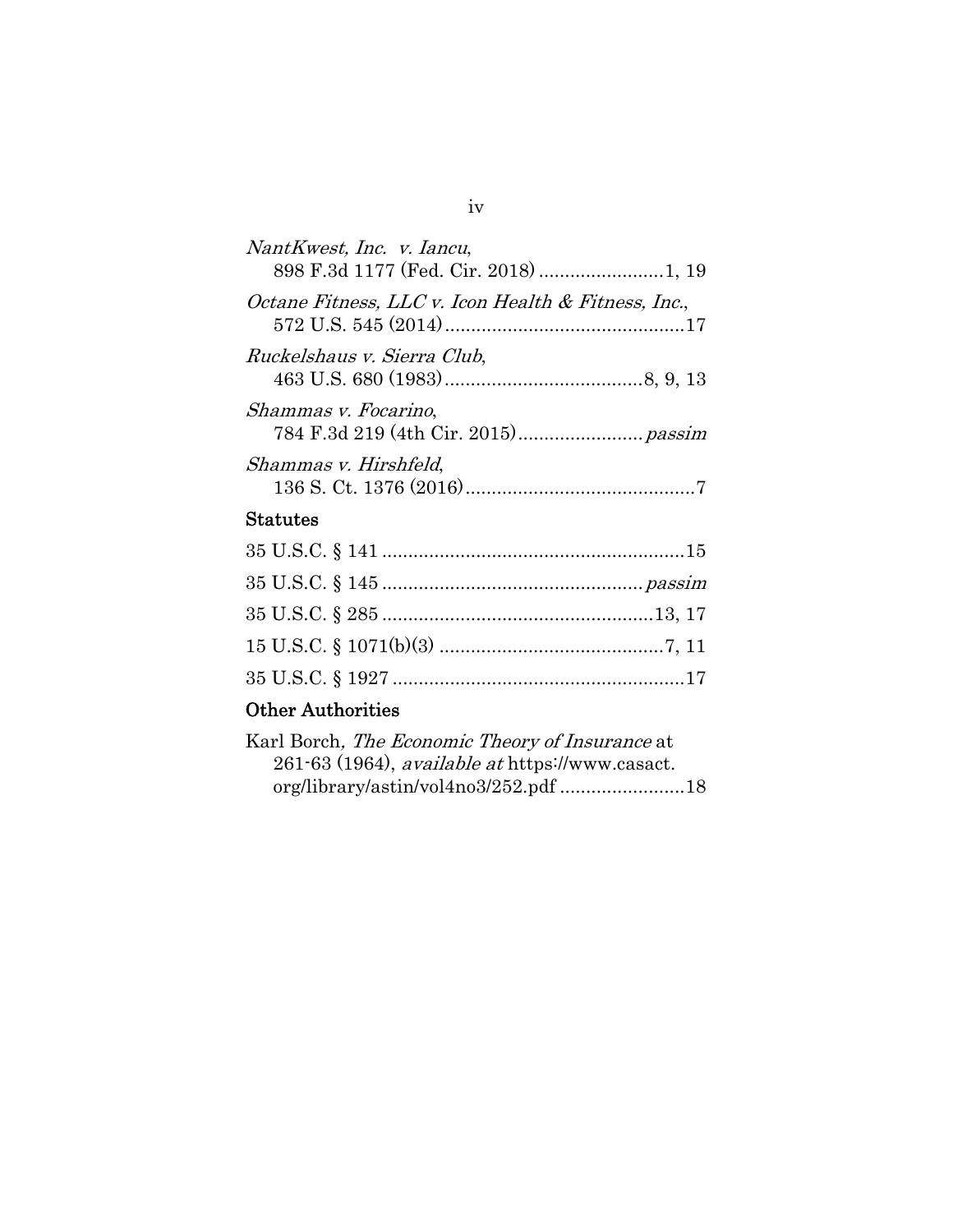*NantKwest, Inc. v. Iancu*,
898 F.3d 1177 (Fed. Cir. 2018) ........................1, 19

*Octane Fitness, LLC v. Icon Health & Fitness, Inc.*,
572 U.S. 545 (2014) .............................................17

*Ruckelshaus v. Sierra Club*,
463 U.S. 680 (1983) ......................................8, 9, 13

*Shammas v. Focarino*,
784 F.3d 219 (4th Cir. 2015) ........................ *passim*

*Shammas v. Hirshfeld*,
136 S. Ct. 1376 (2016) ............................................7

## Statutes

35 U.S.C. § 141 ..........................................................15

35 U.S.C. § 145 ................................................. *passim*

35 U.S.C. § 285 ...................................................13, 17

15 U.S.C. § 1071(b)(3) ..........................................7, 11

35 U.S.C. § 1927 .......................................................17

## Other Authorities

Karl Borch, *The Economic Theory of Insurance* at
261-63 (1964), *available at* https://www.casact.
org/library/astin/vol4no3/252.pdf .......................18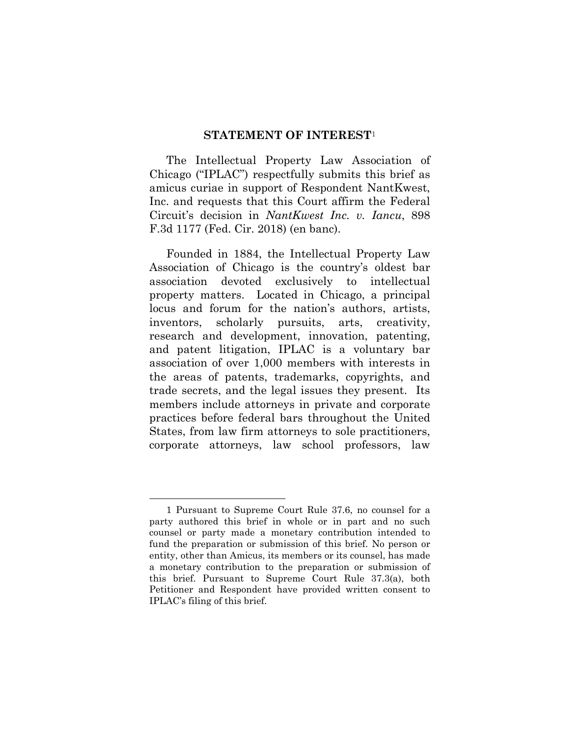## STATEMENT OF INTEREST[1]

The Intellectual Property Law Association of Chicago ("IPLAC") respectfully submits this brief as amicus curiae in support of Respondent NantKwest, Inc. and requests that this Court affirm the Federal Circuit's decision in *NantKwest Inc. v. Iancu*, 898 F.3d 1177 (Fed. Cir. 2018) (en banc).

Founded in 1884, the Intellectual Property Law Association of Chicago is the country's oldest bar association devoted exclusively to intellectual property matters. Located in Chicago, a principal locus and forum for the nation's authors, artists, inventors, scholarly pursuits, arts, creativity, research and development, innovation, patenting, and patent litigation, IPLAC is a voluntary bar association of over 1,000 members with interests in the areas of patents, trademarks, copyrights, and trade secrets, and the legal issues they present. Its members include attorneys in private and corporate practices before federal bars throughout the United States, from law firm attorneys to sole practitioners, corporate attorneys, law school professors, law

---

1 Pursuant to Supreme Court Rule 37.6, no counsel for a party authored this brief in whole or in part and no such counsel or party made a monetary contribution intended to fund the preparation or submission of this brief. No person or entity, other than Amicus, its members or its counsel, has made a monetary contribution to the preparation or submission of this brief. Pursuant to Supreme Court Rule 37.3(a), both Petitioner and Respondent have provided written consent to IPLAC's filing of this brief.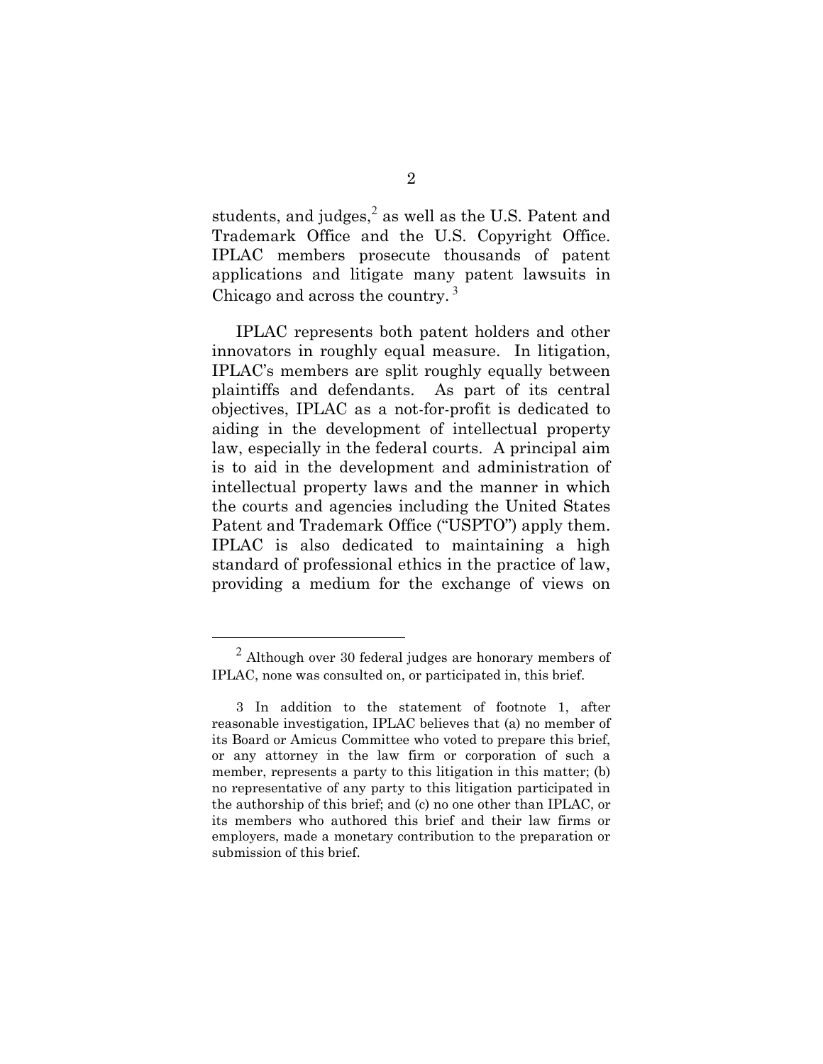students, and judges,[2] as well as the U.S. Patent and Trademark Office and the U.S. Copyright Office. IPLAC members prosecute thousands of patent applications and litigate many patent lawsuits in Chicago and across the country.[3]

IPLAC represents both patent holders and other innovators in roughly equal measure. In litigation, IPLAC's members are split roughly equally between plaintiffs and defendants. As part of its central objectives, IPLAC as a not-for-profit is dedicated to aiding in the development of intellectual property law, especially in the federal courts. A principal aim is to aid in the development and administration of intellectual property laws and the manner in which the courts and agencies including the United States Patent and Trademark Office ("USPTO") apply them. IPLAC is also dedicated to maintaining a high standard of professional ethics in the practice of law, providing a medium for the exchange of views on

---

[2] Although over 30 federal judges are honorary members of IPLAC, none was consulted on, or participated in, this brief.

[3] In addition to the statement of footnote 1, after reasonable investigation, IPLAC believes that (a) no member of its Board or Amicus Committee who voted to prepare this brief, or any attorney in the law firm or corporation of such a member, represents a party to this litigation in this matter; (b) no representative of any party to this litigation participated in the authorship of this brief; and (c) no one other than IPLAC, or its members who authored this brief and their law firms or employers, made a monetary contribution to the preparation or submission of this brief.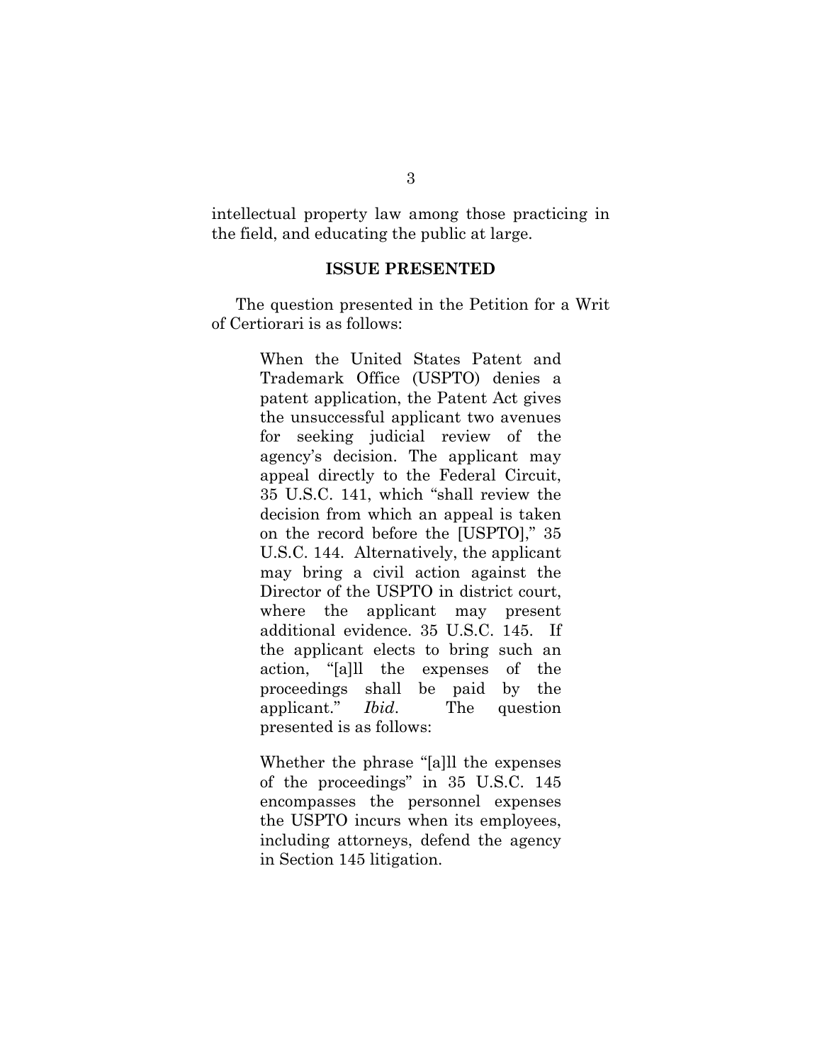intellectual property law among those practicing in the field, and educating the public at large.

## ISSUE PRESENTED

The question presented in the Petition for a Writ of Certiorari is as follows:

> When the United States Patent and Trademark Office (USPTO) denies a patent application, the Patent Act gives the unsuccessful applicant two avenues for seeking judicial review of the agency's decision. The applicant may appeal directly to the Federal Circuit, 35 U.S.C. 141, which "shall review the decision from which an appeal is taken on the record before the [USPTO]," 35 U.S.C. 144. Alternatively, the applicant may bring a civil action against the Director of the USPTO in district court, where the applicant may present additional evidence. 35 U.S.C. 145. If the applicant elects to bring such an action, "[a]ll the expenses of the proceedings shall be paid by the applicant." *Ibid*. The question presented is as follows:
>
> Whether the phrase "[a]ll the expenses of the proceedings" in 35 U.S.C. 145 encompasses the personnel expenses the USPTO incurs when its employees, including attorneys, defend the agency in Section 145 litigation.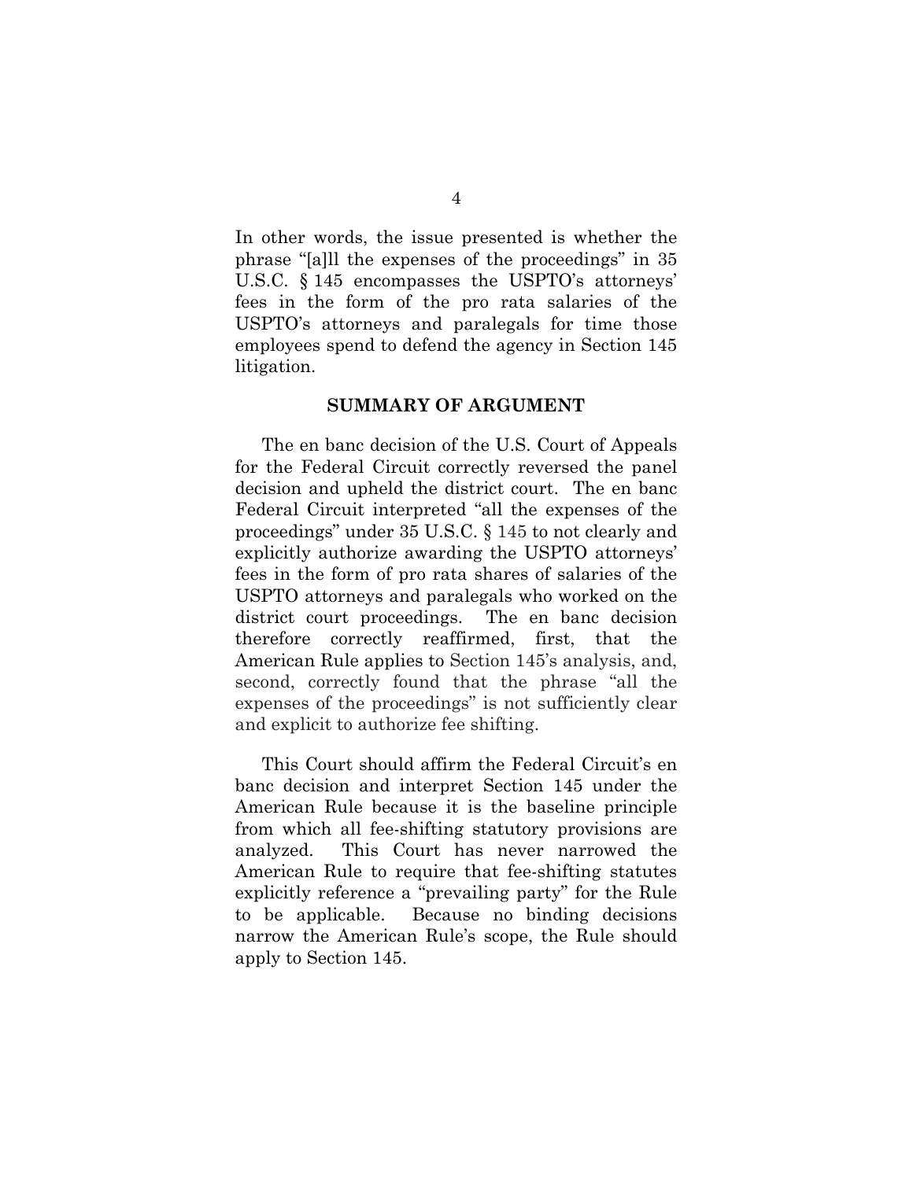In other words, the issue presented is whether the phrase "[a]ll the expenses of the proceedings" in 35 U.S.C. § 145 encompasses the USPTO's attorneys' fees in the form of the pro rata salaries of the USPTO's attorneys and paralegals for time those employees spend to defend the agency in Section 145 litigation.

## SUMMARY OF ARGUMENT

The en banc decision of the U.S. Court of Appeals for the Federal Circuit correctly reversed the panel decision and upheld the district court. The en banc Federal Circuit interpreted "all the expenses of the proceedings" under 35 U.S.C. § 145 to not clearly and explicitly authorize awarding the USPTO attorneys' fees in the form of pro rata shares of salaries of the USPTO attorneys and paralegals who worked on the district court proceedings. The en banc decision therefore correctly reaffirmed, first, that the American Rule applies to Section 145's analysis, and, second, correctly found that the phrase "all the expenses of the proceedings" is not sufficiently clear and explicit to authorize fee shifting.

This Court should affirm the Federal Circuit's en banc decision and interpret Section 145 under the American Rule because it is the baseline principle from which all fee-shifting statutory provisions are analyzed. This Court has never narrowed the American Rule to require that fee-shifting statutes explicitly reference a "prevailing party" for the Rule to be applicable. Because no binding decisions narrow the American Rule's scope, the Rule should apply to Section 145.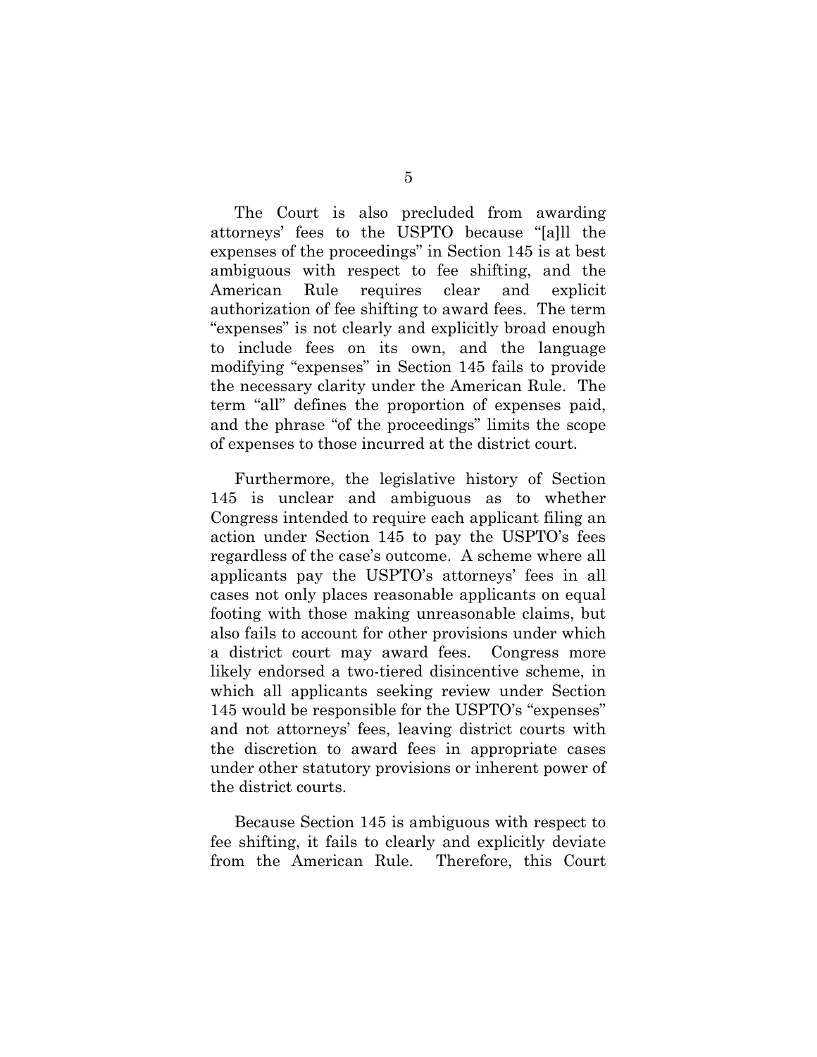The Court is also precluded from awarding attorneys' fees to the USPTO because "[a]ll the expenses of the proceedings" in Section 145 is at best ambiguous with respect to fee shifting, and the American Rule requires clear and explicit authorization of fee shifting to award fees. The term "expenses" is not clearly and explicitly broad enough to include fees on its own, and the language modifying "expenses" in Section 145 fails to provide the necessary clarity under the American Rule. The term "all" defines the proportion of expenses paid, and the phrase "of the proceedings" limits the scope of expenses to those incurred at the district court.

Furthermore, the legislative history of Section 145 is unclear and ambiguous as to whether Congress intended to require each applicant filing an action under Section 145 to pay the USPTO's fees regardless of the case's outcome. A scheme where all applicants pay the USPTO's attorneys' fees in all cases not only places reasonable applicants on equal footing with those making unreasonable claims, but also fails to account for other provisions under which a district court may award fees. Congress more likely endorsed a two-tiered disincentive scheme, in which all applicants seeking review under Section 145 would be responsible for the USPTO's "expenses" and not attorneys' fees, leaving district courts with the discretion to award fees in appropriate cases under other statutory provisions or inherent power of the district courts.

Because Section 145 is ambiguous with respect to fee shifting, it fails to clearly and explicitly deviate from the American Rule. Therefore, this Court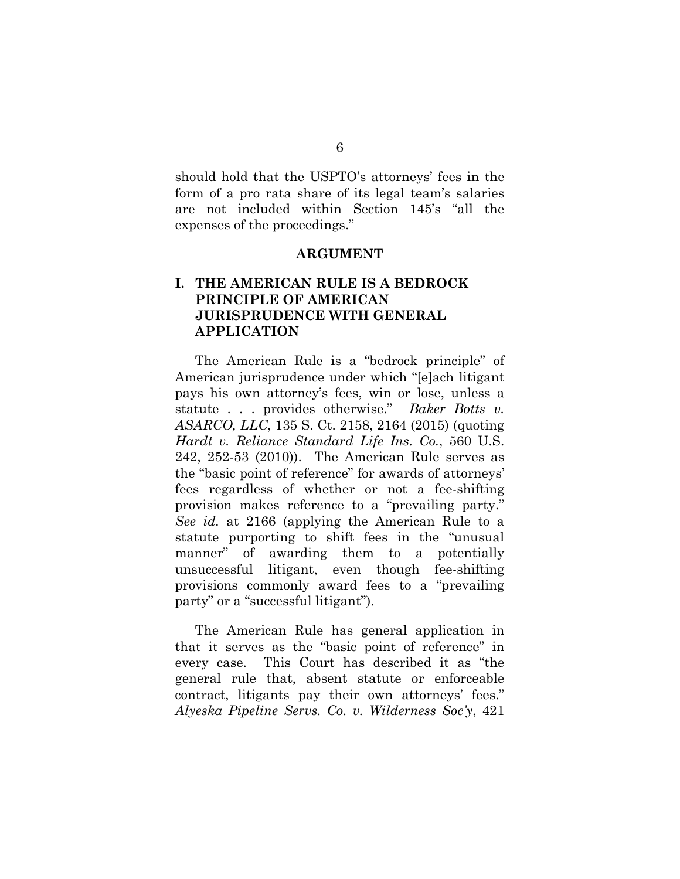should hold that the USPTO's attorneys' fees in the form of a pro rata share of its legal team's salaries are not included within Section 145's "all the expenses of the proceedings."

## ARGUMENT

### I. THE AMERICAN RULE IS A BEDROCK PRINCIPLE OF AMERICAN JURISPRUDENCE WITH GENERAL APPLICATION

The American Rule is a "bedrock principle" of American jurisprudence under which "[e]ach litigant pays his own attorney's fees, win or lose, unless a statute . . . provides otherwise." *Baker Botts v. ASARCO, LLC*, 135 S. Ct. 2158, 2164 (2015) (quoting *Hardt v. Reliance Standard Life Ins. Co.*, 560 U.S. 242, 252-53 (2010)). The American Rule serves as the "basic point of reference" for awards of attorneys' fees regardless of whether or not a fee-shifting provision makes reference to a "prevailing party." *See id.* at 2166 (applying the American Rule to a statute purporting to shift fees in the "unusual manner" of awarding them to a potentially unsuccessful litigant, even though fee-shifting provisions commonly award fees to a "prevailing party" or a "successful litigant").

The American Rule has general application in that it serves as the "basic point of reference" in every case. This Court has described it as "the general rule that, absent statute or enforceable contract, litigants pay their own attorneys' fees." *Alyeska Pipeline Servs. Co. v. Wilderness Soc'y*, 421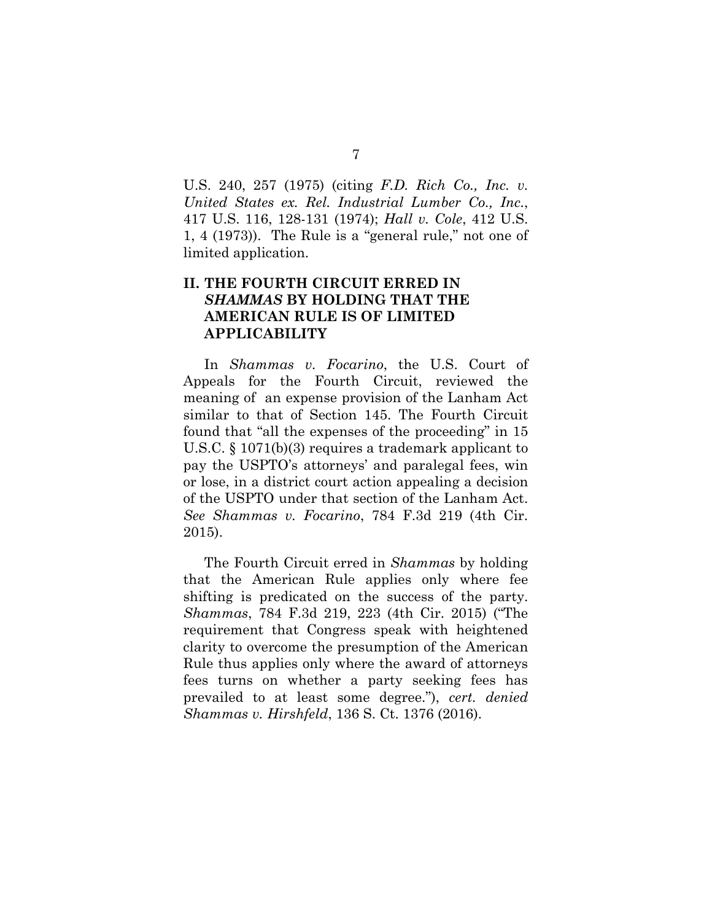U.S. 240, 257 (1975) (citing *F.D. Rich Co., Inc. v. United States ex. Rel. Industrial Lumber Co., Inc.*, 417 U.S. 116, 128-131 (1974); *Hall v. Cole*, 412 U.S. 1, 4 (1973)). The Rule is a "general rule," not one of limited application.

## II. THE FOURTH CIRCUIT ERRED IN *SHAMMAS* BY HOLDING THAT THE AMERICAN RULE IS OF LIMITED APPLICABILITY

In *Shammas v. Focarino*, the U.S. Court of Appeals for the Fourth Circuit, reviewed the meaning of an expense provision of the Lanham Act similar to that of Section 145. The Fourth Circuit found that "all the expenses of the proceeding" in 15 U.S.C. § 1071(b)(3) requires a trademark applicant to pay the USPTO's attorneys' and paralegal fees, win or lose, in a district court action appealing a decision of the USPTO under that section of the Lanham Act. *See Shammas v. Focarino*, 784 F.3d 219 (4th Cir. 2015).

The Fourth Circuit erred in *Shammas* by holding that the American Rule applies only where fee shifting is predicated on the success of the party. *Shammas*, 784 F.3d 219, 223 (4th Cir. 2015) ("The requirement that Congress speak with heightened clarity to overcome the presumption of the American Rule thus applies only where the award of attorneys fees turns on whether a party seeking fees has prevailed to at least some degree."), *cert. denied Shammas v. Hirshfeld*, 136 S. Ct. 1376 (2016).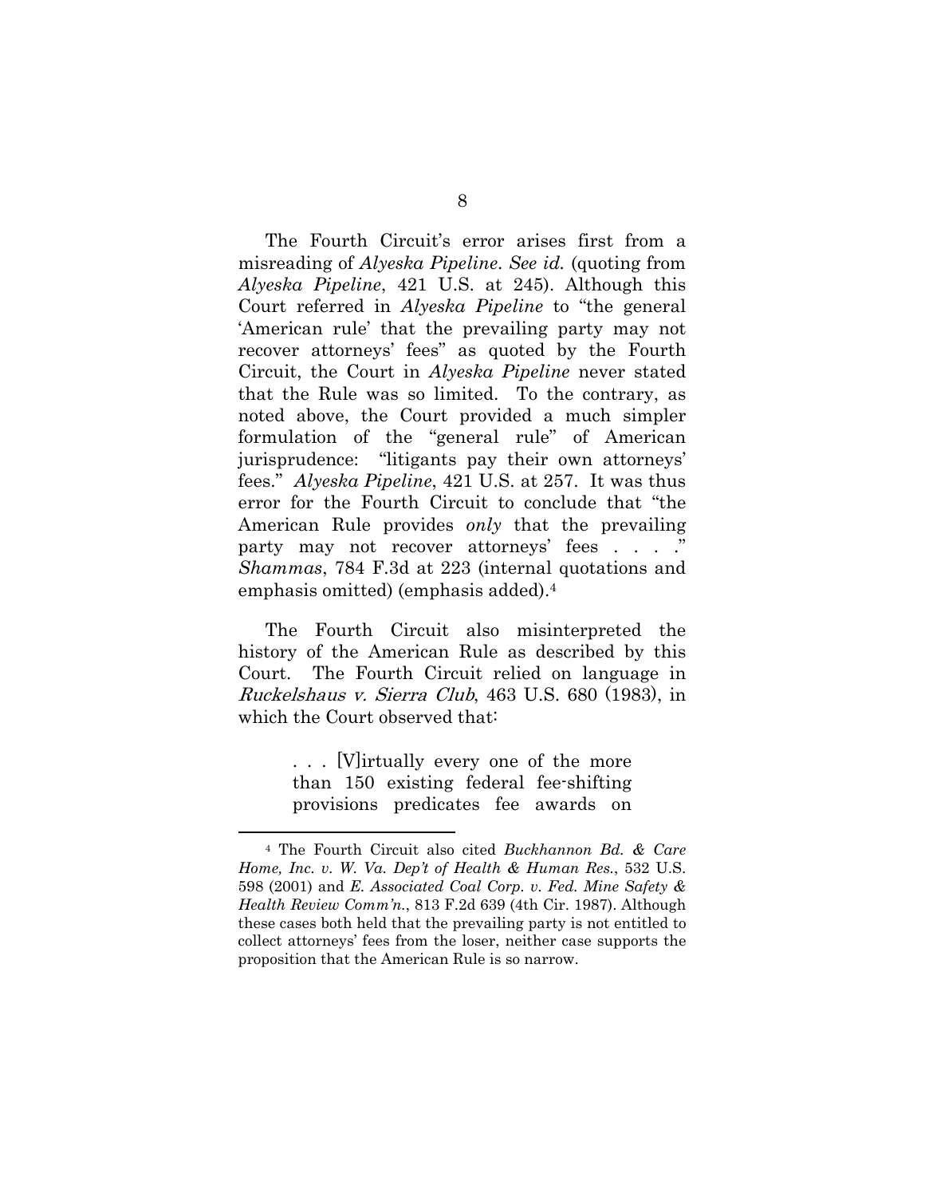The Fourth Circuit's error arises first from a misreading of *Alyeska Pipeline*. *See id.* (quoting from *Alyeska Pipeline*, 421 U.S. at 245). Although this Court referred in *Alyeska Pipeline* to "the general 'American rule' that the prevailing party may not recover attorneys' fees" as quoted by the Fourth Circuit, the Court in *Alyeska Pipeline* never stated that the Rule was so limited. To the contrary, as noted above, the Court provided a much simpler formulation of the "general rule" of American jurisprudence: "litigants pay their own attorneys' fees." *Alyeska Pipeline*, 421 U.S. at 257. It was thus error for the Fourth Circuit to conclude that "the American Rule provides *only* that the prevailing party may not recover attorneys' fees . . . ." *Shammas*, 784 F.3d at 223 (internal quotations and emphasis omitted) (emphasis added).[4]

The Fourth Circuit also misinterpreted the history of the American Rule as described by this Court. The Fourth Circuit relied on language in *Ruckelshaus v. Sierra Club*, 463 U.S. 680 (1983), in which the Court observed that:

> . . . [V]irtually every one of the more than 150 existing federal fee-shifting provisions predicates fee awards on

[4] The Fourth Circuit also cited *Buckhannon Bd. & Care Home, Inc. v. W. Va. Dep't of Health & Human Res.*, 532 U.S. 598 (2001) and *E. Associated Coal Corp. v. Fed. Mine Safety & Health Review Comm'n.*, 813 F.2d 639 (4th Cir. 1987). Although these cases both held that the prevailing party is not entitled to collect attorneys' fees from the loser, neither case supports the proposition that the American Rule is so narrow.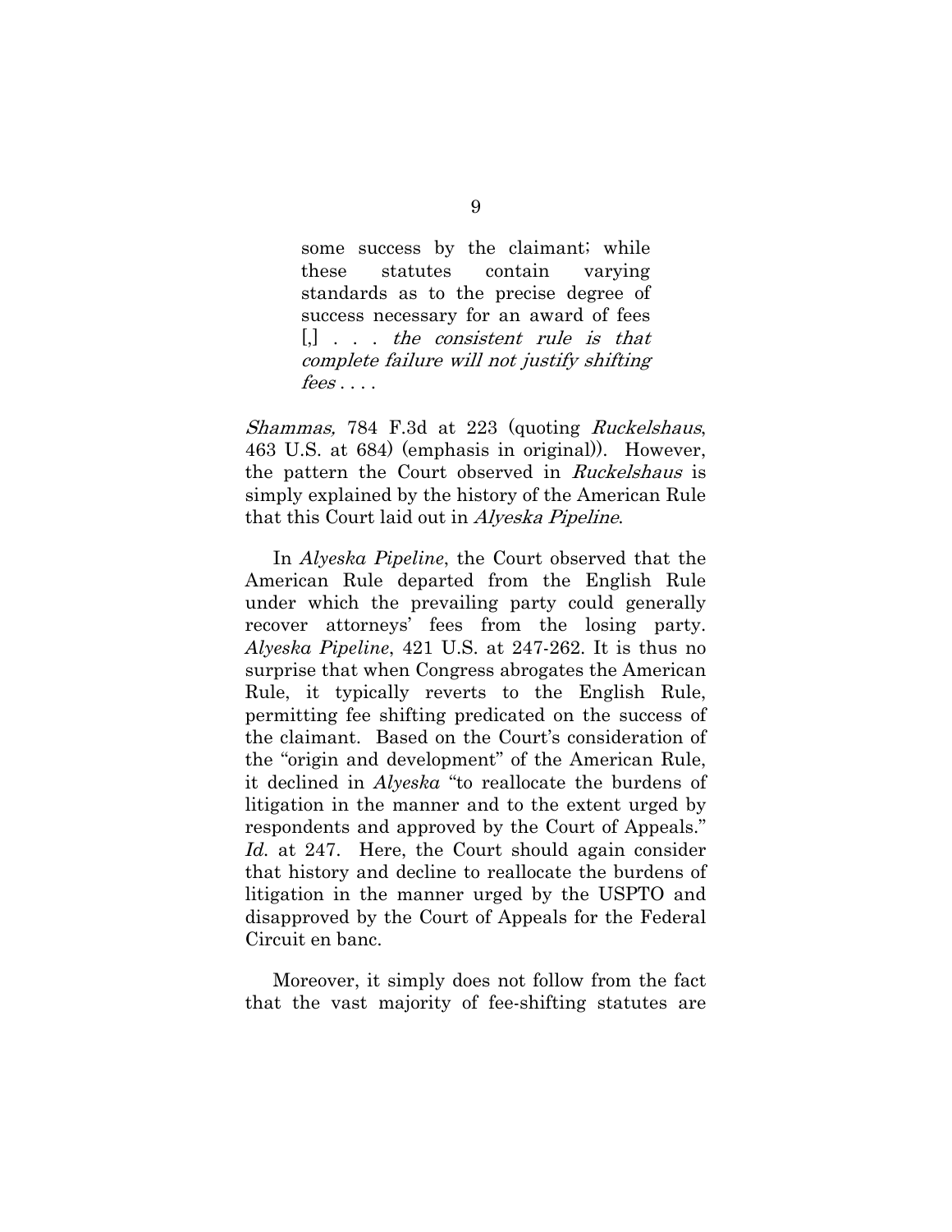> some success by the claimant; while these statutes contain varying standards as to the precise degree of success necessary for an award of fees [,] . . . *the consistent rule is that complete failure will not justify shifting fees* . . . .

*Shammas,* 784 F.3d at 223 (quoting *Ruckelshaus*, 463 U.S. at 684) (emphasis in original)). However, the pattern the Court observed in *Ruckelshaus* is simply explained by the history of the American Rule that this Court laid out in *Alyeska Pipeline*.

In *Alyeska Pipeline*, the Court observed that the American Rule departed from the English Rule under which the prevailing party could generally recover attorneys' fees from the losing party. *Alyeska Pipeline*, 421 U.S. at 247-262. It is thus no surprise that when Congress abrogates the American Rule, it typically reverts to the English Rule, permitting fee shifting predicated on the success of the claimant. Based on the Court's consideration of the "origin and development" of the American Rule, it declined in *Alyeska* "to reallocate the burdens of litigation in the manner and to the extent urged by respondents and approved by the Court of Appeals." *Id.* at 247. Here, the Court should again consider that history and decline to reallocate the burdens of litigation in the manner urged by the USPTO and disapproved by the Court of Appeals for the Federal Circuit en banc.

Moreover, it simply does not follow from the fact that the vast majority of fee-shifting statutes are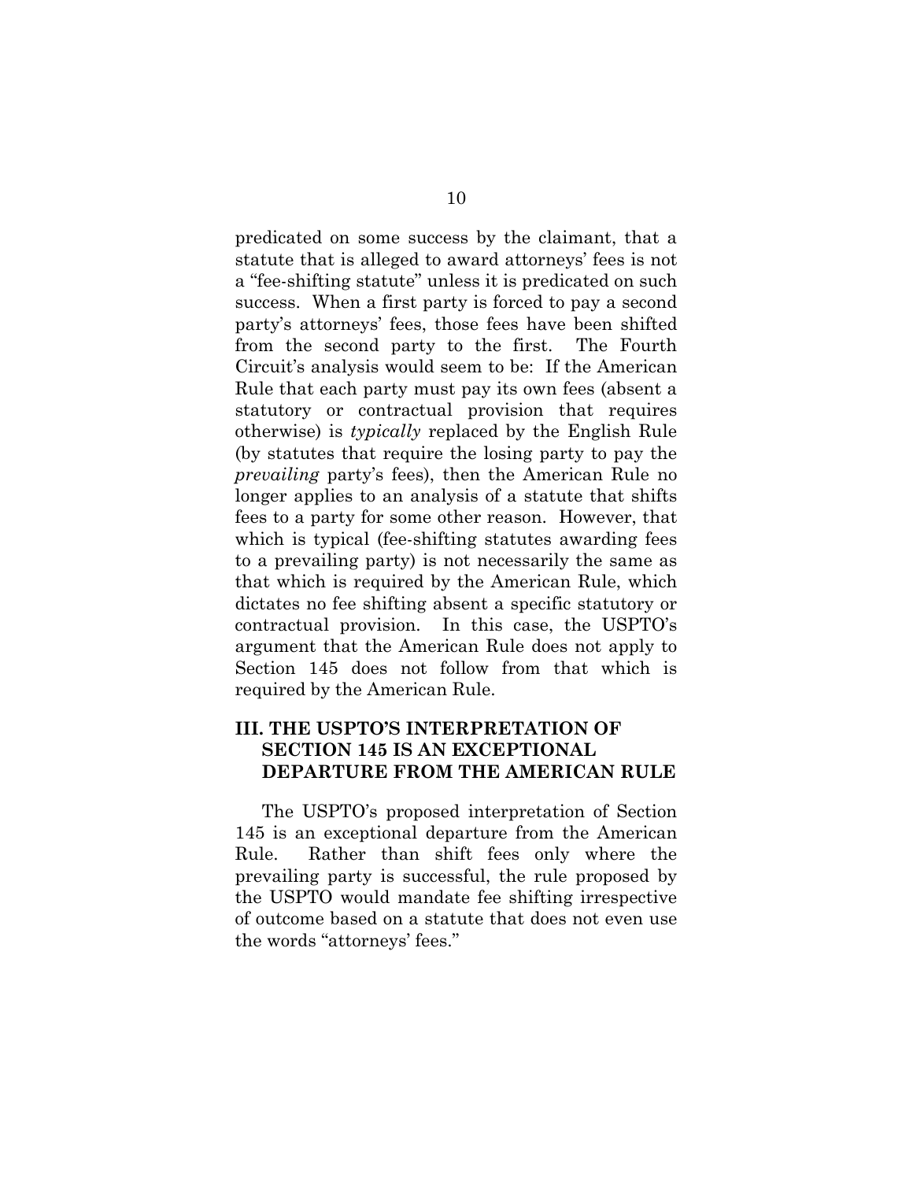predicated on some success by the claimant, that a statute that is alleged to award attorneys' fees is not a "fee-shifting statute" unless it is predicated on such success. When a first party is forced to pay a second party's attorneys' fees, those fees have been shifted from the second party to the first. The Fourth Circuit's analysis would seem to be: If the American Rule that each party must pay its own fees (absent a statutory or contractual provision that requires otherwise) is *typically* replaced by the English Rule (by statutes that require the losing party to pay the *prevailing* party's fees), then the American Rule no longer applies to an analysis of a statute that shifts fees to a party for some other reason. However, that which is typical (fee-shifting statutes awarding fees to a prevailing party) is not necessarily the same as that which is required by the American Rule, which dictates no fee shifting absent a specific statutory or contractual provision. In this case, the USPTO's argument that the American Rule does not apply to Section 145 does not follow from that which is required by the American Rule.

## III. THE USPTO'S INTERPRETATION OF SECTION 145 IS AN EXCEPTIONAL DEPARTURE FROM THE AMERICAN RULE

The USPTO's proposed interpretation of Section 145 is an exceptional departure from the American Rule. Rather than shift fees only where the prevailing party is successful, the rule proposed by the USPTO would mandate fee shifting irrespective of outcome based on a statute that does not even use the words "attorneys' fees."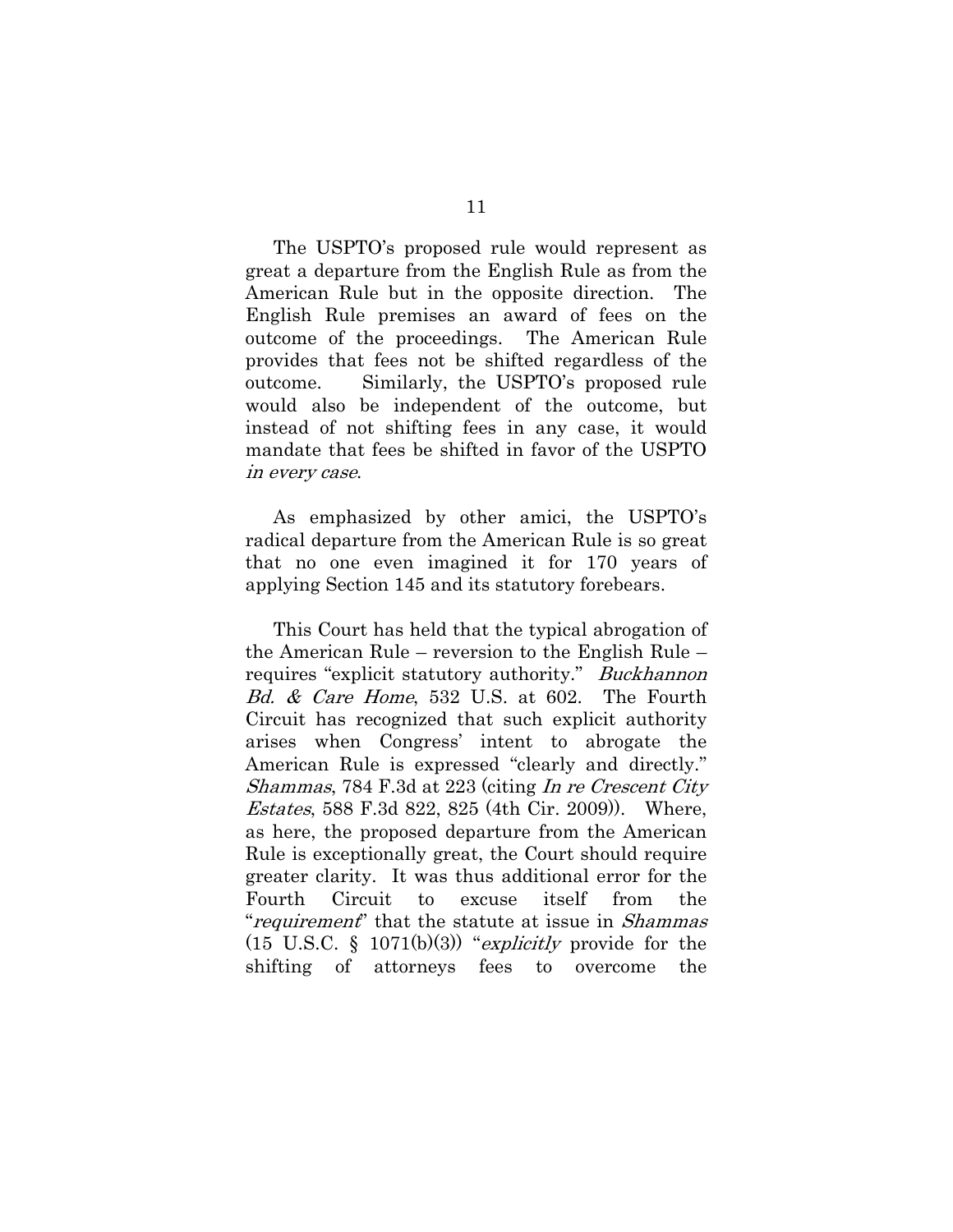The USPTO's proposed rule would represent as great a departure from the English Rule as from the American Rule but in the opposite direction. The English Rule premises an award of fees on the outcome of the proceedings. The American Rule provides that fees not be shifted regardless of the outcome. Similarly, the USPTO's proposed rule would also be independent of the outcome, but instead of not shifting fees in any case, it would mandate that fees be shifted in favor of the USPTO *in every case*.

As emphasized by other amici, the USPTO's radical departure from the American Rule is so great that no one even imagined it for 170 years of applying Section 145 and its statutory forebears.

This Court has held that the typical abrogation of the American Rule – reversion to the English Rule – requires "explicit statutory authority." *Buckhannon Bd. & Care Home*, 532 U.S. at 602. The Fourth Circuit has recognized that such explicit authority arises when Congress' intent to abrogate the American Rule is expressed "clearly and directly." *Shammas*, 784 F.3d at 223 (citing *In re Crescent City Estates*, 588 F.3d 822, 825 (4th Cir. 2009)). Where, as here, the proposed departure from the American Rule is exceptionally great, the Court should require greater clarity. It was thus additional error for the Fourth Circuit to excuse itself from the "*requirement*" that the statute at issue in *Shammas* (15 U.S.C. § 1071(b)(3)) "*explicitly* provide for the shifting of attorneys fees to overcome the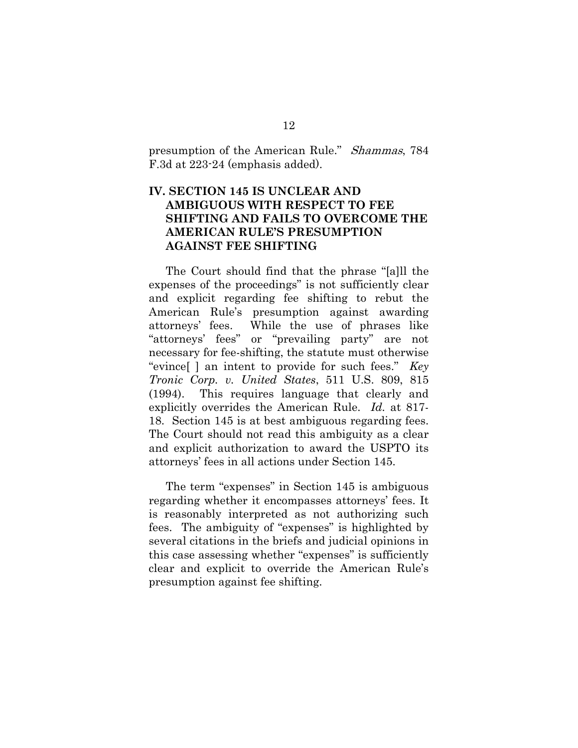presumption of the American Rule." *Shammas*, 784 F.3d at 223-24 (emphasis added).

## IV. SECTION 145 IS UNCLEAR AND AMBIGUOUS WITH RESPECT TO FEE SHIFTING AND FAILS TO OVERCOME THE AMERICAN RULE'S PRESUMPTION AGAINST FEE SHIFTING

The Court should find that the phrase "[a]ll the expenses of the proceedings" is not sufficiently clear and explicit regarding fee shifting to rebut the American Rule's presumption against awarding attorneys' fees. While the use of phrases like "attorneys' fees" or "prevailing party" are not necessary for fee-shifting, the statute must otherwise "evince[ ] an intent to provide for such fees." *Key Tronic Corp. v. United States*, 511 U.S. 809, 815 (1994). This requires language that clearly and explicitly overrides the American Rule. *Id.* at 817-18. Section 145 is at best ambiguous regarding fees. The Court should not read this ambiguity as a clear and explicit authorization to award the USPTO its attorneys' fees in all actions under Section 145.

The term "expenses" in Section 145 is ambiguous regarding whether it encompasses attorneys' fees. It is reasonably interpreted as not authorizing such fees. The ambiguity of "expenses" is highlighted by several citations in the briefs and judicial opinions in this case assessing whether "expenses" is sufficiently clear and explicit to override the American Rule's presumption against fee shifting.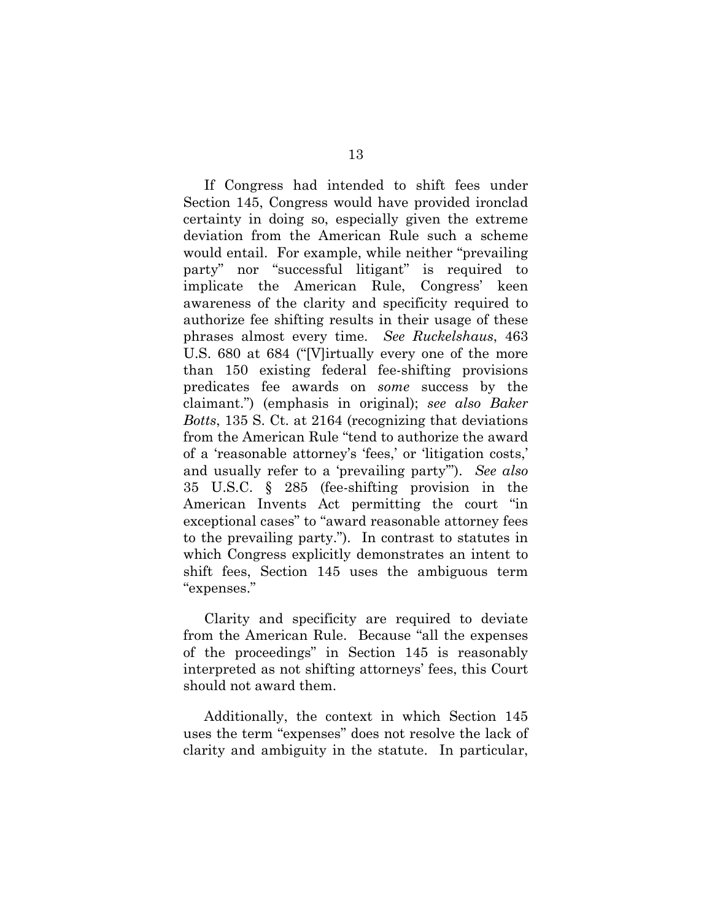If Congress had intended to shift fees under Section 145, Congress would have provided ironclad certainty in doing so, especially given the extreme deviation from the American Rule such a scheme would entail. For example, while neither "prevailing party" nor "successful litigant" is required to implicate the American Rule, Congress' keen awareness of the clarity and specificity required to authorize fee shifting results in their usage of these phrases almost every time. *See Ruckelshaus*, 463 U.S. 680 at 684 ("[V]irtually every one of the more than 150 existing federal fee-shifting provisions predicates fee awards on *some* success by the claimant.") (emphasis in original); *see also Baker Botts*, 135 S. Ct. at 2164 (recognizing that deviations from the American Rule "tend to authorize the award of a 'reasonable attorney's 'fees,' or 'litigation costs,' and usually refer to a 'prevailing party'"). *See also* 35 U.S.C. § 285 (fee-shifting provision in the American Invents Act permitting the court "in exceptional cases" to "award reasonable attorney fees to the prevailing party."). In contrast to statutes in which Congress explicitly demonstrates an intent to shift fees, Section 145 uses the ambiguous term "expenses."

Clarity and specificity are required to deviate from the American Rule. Because "all the expenses of the proceedings" in Section 145 is reasonably interpreted as not shifting attorneys' fees, this Court should not award them.

Additionally, the context in which Section 145 uses the term "expenses" does not resolve the lack of clarity and ambiguity in the statute. In particular,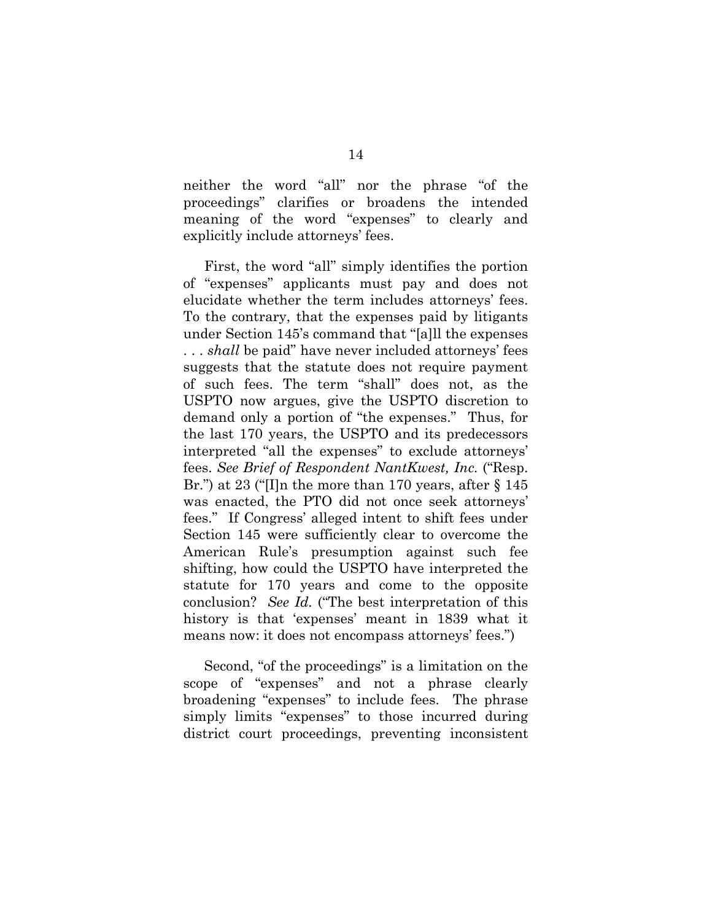neither the word "all" nor the phrase "of the proceedings" clarifies or broadens the intended meaning of the word "expenses" to clearly and explicitly include attorneys' fees.

First, the word "all" simply identifies the portion of "expenses" applicants must pay and does not elucidate whether the term includes attorneys' fees. To the contrary, that the expenses paid by litigants under Section 145's command that "[a]ll the expenses . . . *shall* be paid" have never included attorneys' fees suggests that the statute does not require payment of such fees. The term "shall" does not, as the USPTO now argues, give the USPTO discretion to demand only a portion of "the expenses." Thus, for the last 170 years, the USPTO and its predecessors interpreted "all the expenses" to exclude attorneys' fees. *See Brief of Respondent NantKwest, Inc.* ("Resp. Br.") at 23 ("[I]n the more than 170 years, after § 145 was enacted, the PTO did not once seek attorneys' fees." If Congress' alleged intent to shift fees under Section 145 were sufficiently clear to overcome the American Rule's presumption against such fee shifting, how could the USPTO have interpreted the statute for 170 years and come to the opposite conclusion? *See Id.* ("The best interpretation of this history is that 'expenses' meant in 1839 what it means now: it does not encompass attorneys' fees.")

Second, "of the proceedings" is a limitation on the scope of "expenses" and not a phrase clearly broadening "expenses" to include fees. The phrase simply limits "expenses" to those incurred during district court proceedings, preventing inconsistent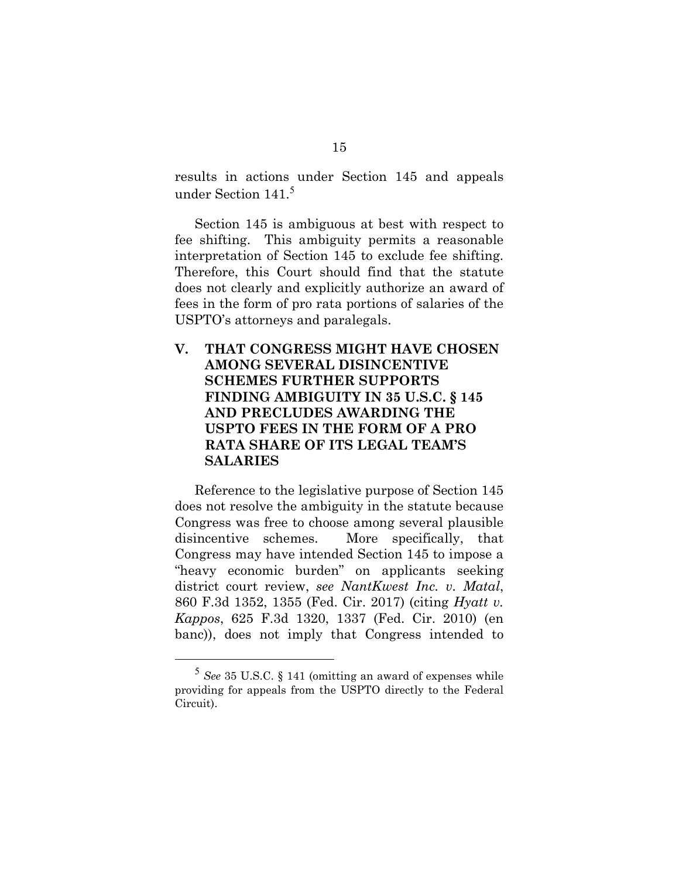results in actions under Section 145 and appeals under Section 141.[5]

Section 145 is ambiguous at best with respect to fee shifting. This ambiguity permits a reasonable interpretation of Section 145 to exclude fee shifting. Therefore, this Court should find that the statute does not clearly and explicitly authorize an award of fees in the form of pro rata portions of salaries of the USPTO's attorneys and paralegals.

## V. THAT CONGRESS MIGHT HAVE CHOSEN AMONG SEVERAL DISINCENTIVE SCHEMES FURTHER SUPPORTS FINDING AMBIGUITY IN 35 U.S.C. § 145 AND PRECLUDES AWARDING THE USPTO FEES IN THE FORM OF A PRO RATA SHARE OF ITS LEGAL TEAM'S SALARIES

Reference to the legislative purpose of Section 145 does not resolve the ambiguity in the statute because Congress was free to choose among several plausible disincentive schemes. More specifically, that Congress may have intended Section 145 to impose a "heavy economic burden" on applicants seeking district court review, *see NantKwest Inc. v. Matal*, 860 F.3d 1352, 1355 (Fed. Cir. 2017) (citing *Hyatt v. Kappos*, 625 F.3d 1320, 1337 (Fed. Cir. 2010) (en banc)), does not imply that Congress intended to

---

[5] *See* 35 U.S.C. § 141 (omitting an award of expenses while providing for appeals from the USPTO directly to the Federal Circuit).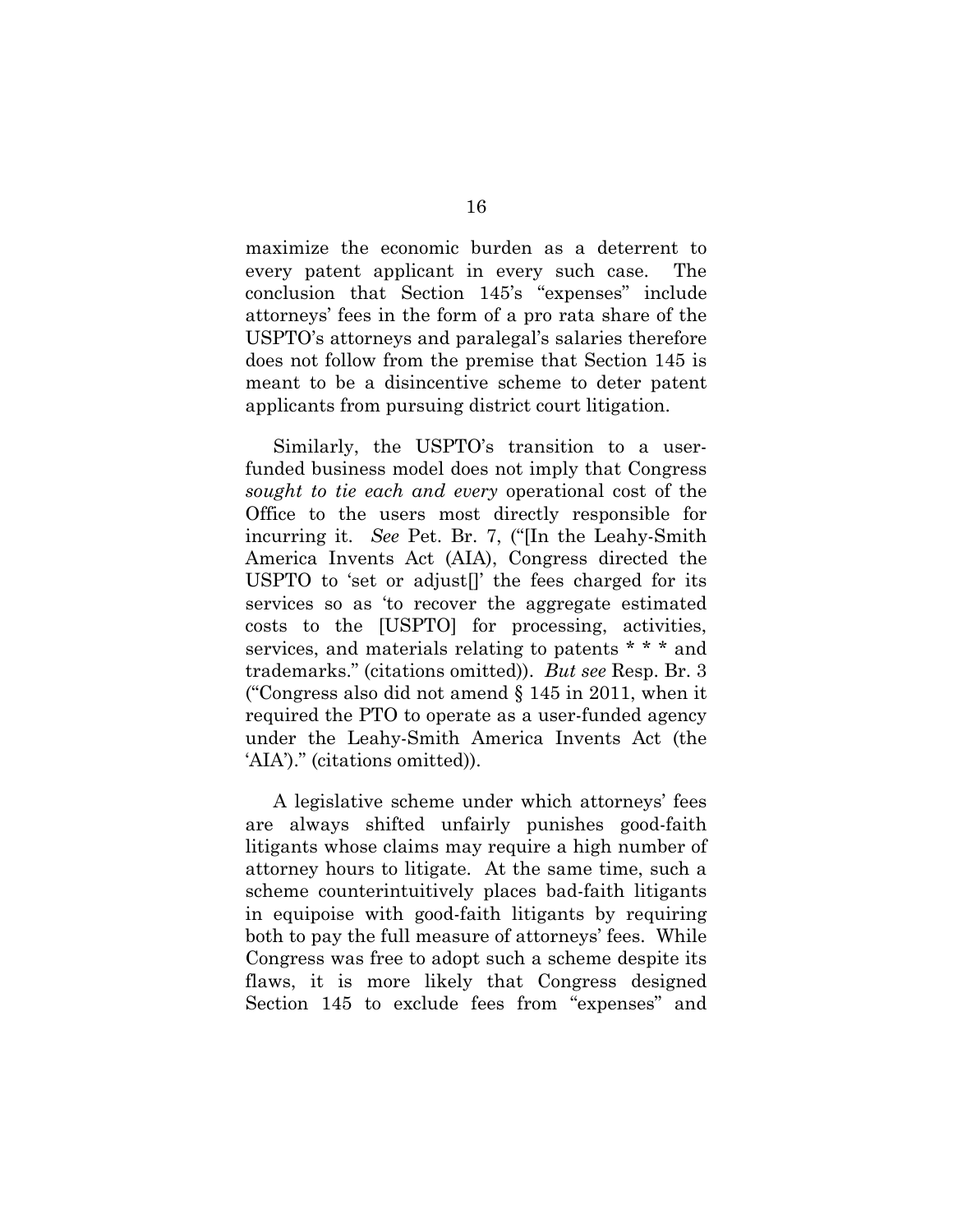maximize the economic burden as a deterrent to every patent applicant in every such case. The conclusion that Section 145's "expenses" include attorneys' fees in the form of a pro rata share of the USPTO's attorneys and paralegal's salaries therefore does not follow from the premise that Section 145 is meant to be a disincentive scheme to deter patent applicants from pursuing district court litigation.

Similarly, the USPTO's transition to a user-funded business model does not imply that Congress *sought to tie each and every* operational cost of the Office to the users most directly responsible for incurring it. *See* Pet. Br. 7, ("[In the Leahy-Smith America Invents Act (AIA), Congress directed the USPTO to 'set or adjust[]' the fees charged for its services so as 'to recover the aggregate estimated costs to the [USPTO] for processing, activities, services, and materials relating to patents * * * and trademarks." (citations omitted)). *But see* Resp. Br. 3 ("Congress also did not amend § 145 in 2011, when it required the PTO to operate as a user-funded agency under the Leahy-Smith America Invents Act (the 'AIA')." (citations omitted)).

A legislative scheme under which attorneys' fees are always shifted unfairly punishes good-faith litigants whose claims may require a high number of attorney hours to litigate. At the same time, such a scheme counterintuitively places bad-faith litigants in equipoise with good-faith litigants by requiring both to pay the full measure of attorneys' fees. While Congress was free to adopt such a scheme despite its flaws, it is more likely that Congress designed Section 145 to exclude fees from "expenses" and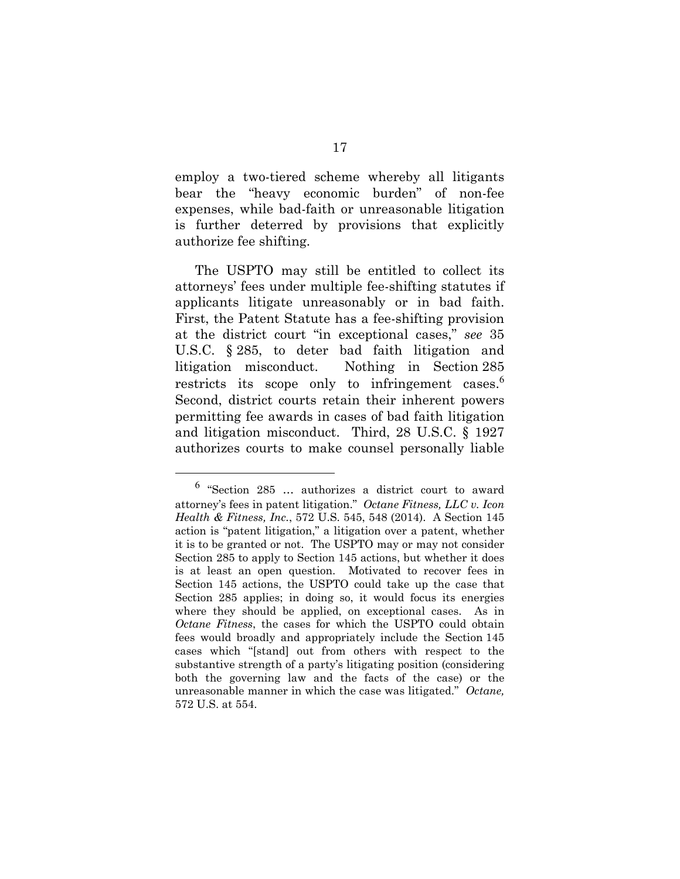employ a two-tiered scheme whereby all litigants bear the "heavy economic burden" of non-fee expenses, while bad-faith or unreasonable litigation is further deterred by provisions that explicitly authorize fee shifting.

The USPTO may still be entitled to collect its attorneys' fees under multiple fee-shifting statutes if applicants litigate unreasonably or in bad faith. First, the Patent Statute has a fee-shifting provision at the district court "in exceptional cases," *see* 35 U.S.C. § 285, to deter bad faith litigation and litigation misconduct. Nothing in Section 285 restricts its scope only to infringement cases.[6] Second, district courts retain their inherent powers permitting fee awards in cases of bad faith litigation and litigation misconduct. Third, 28 U.S.C. § 1927 authorizes courts to make counsel personally liable

---

[6] "Section 285 … authorizes a district court to award attorney's fees in patent litigation." *Octane Fitness, LLC v. Icon Health & Fitness, Inc.*, 572 U.S. 545, 548 (2014). A Section 145 action is "patent litigation," a litigation over a patent, whether it is to be granted or not. The USPTO may or may not consider Section 285 to apply to Section 145 actions, but whether it does is at least an open question. Motivated to recover fees in Section 145 actions, the USPTO could take up the case that Section 285 applies; in doing so, it would focus its energies where they should be applied, on exceptional cases. As in *Octane Fitness*, the cases for which the USPTO could obtain fees would broadly and appropriately include the Section 145 cases which "[stand] out from others with respect to the substantive strength of a party's litigating position (considering both the governing law and the facts of the case) or the unreasonable manner in which the case was litigated." *Octane,* 572 U.S. at 554.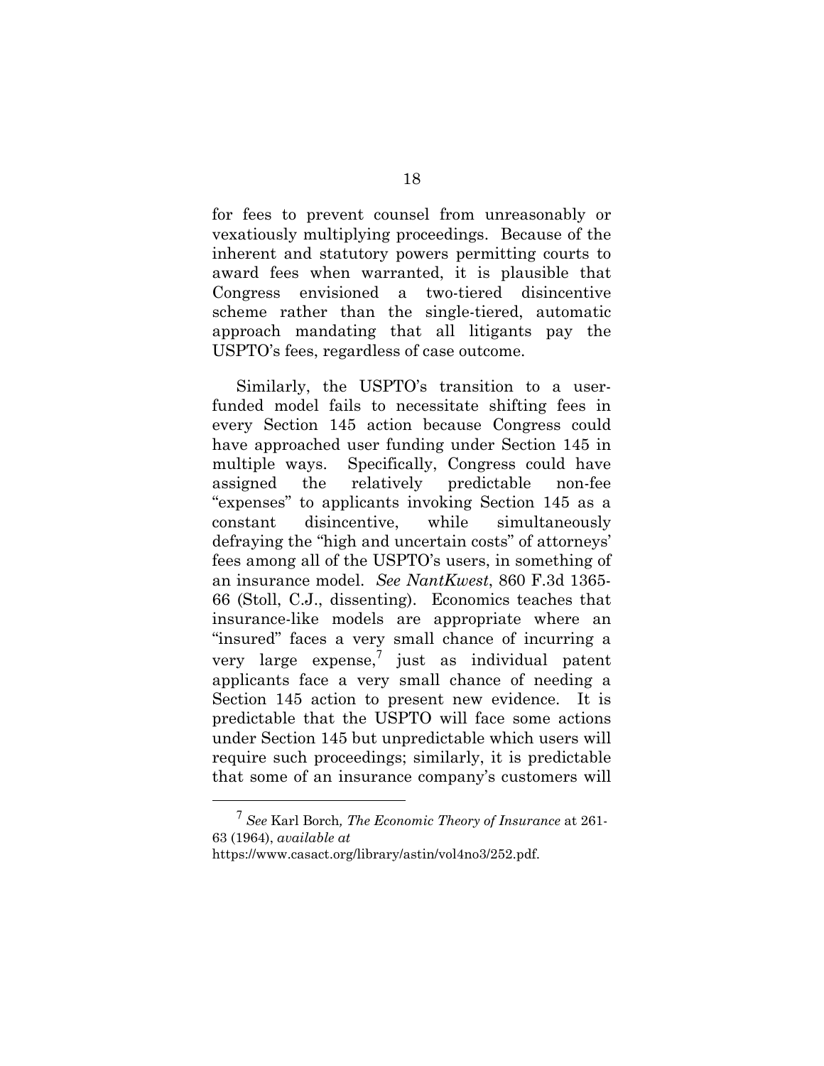for fees to prevent counsel from unreasonably or vexatiously multiplying proceedings. Because of the inherent and statutory powers permitting courts to award fees when warranted, it is plausible that Congress envisioned a two-tiered disincentive scheme rather than the single-tiered, automatic approach mandating that all litigants pay the USPTO's fees, regardless of case outcome.

Similarly, the USPTO's transition to a user-funded model fails to necessitate shifting fees in every Section 145 action because Congress could have approached user funding under Section 145 in multiple ways. Specifically, Congress could have assigned the relatively predictable non-fee "expenses" to applicants invoking Section 145 as a constant disincentive, while simultaneously defraying the "high and uncertain costs" of attorneys' fees among all of the USPTO's users, in something of an insurance model. *See NantKwest*, 860 F.3d 1365-66 (Stoll, C.J., dissenting). Economics teaches that insurance-like models are appropriate where an "insured" faces a very small chance of incurring a very large expense,[7] just as individual patent applicants face a very small chance of needing a Section 145 action to present new evidence. It is predictable that the USPTO will face some actions under Section 145 but unpredictable which users will require such proceedings; similarly, it is predictable that some of an insurance company's customers will

---

[7] *See* Karl Borch, *The Economic Theory of Insurance* at 261-63 (1964), *available at* https://www.casact.org/library/astin/vol4no3/252.pdf.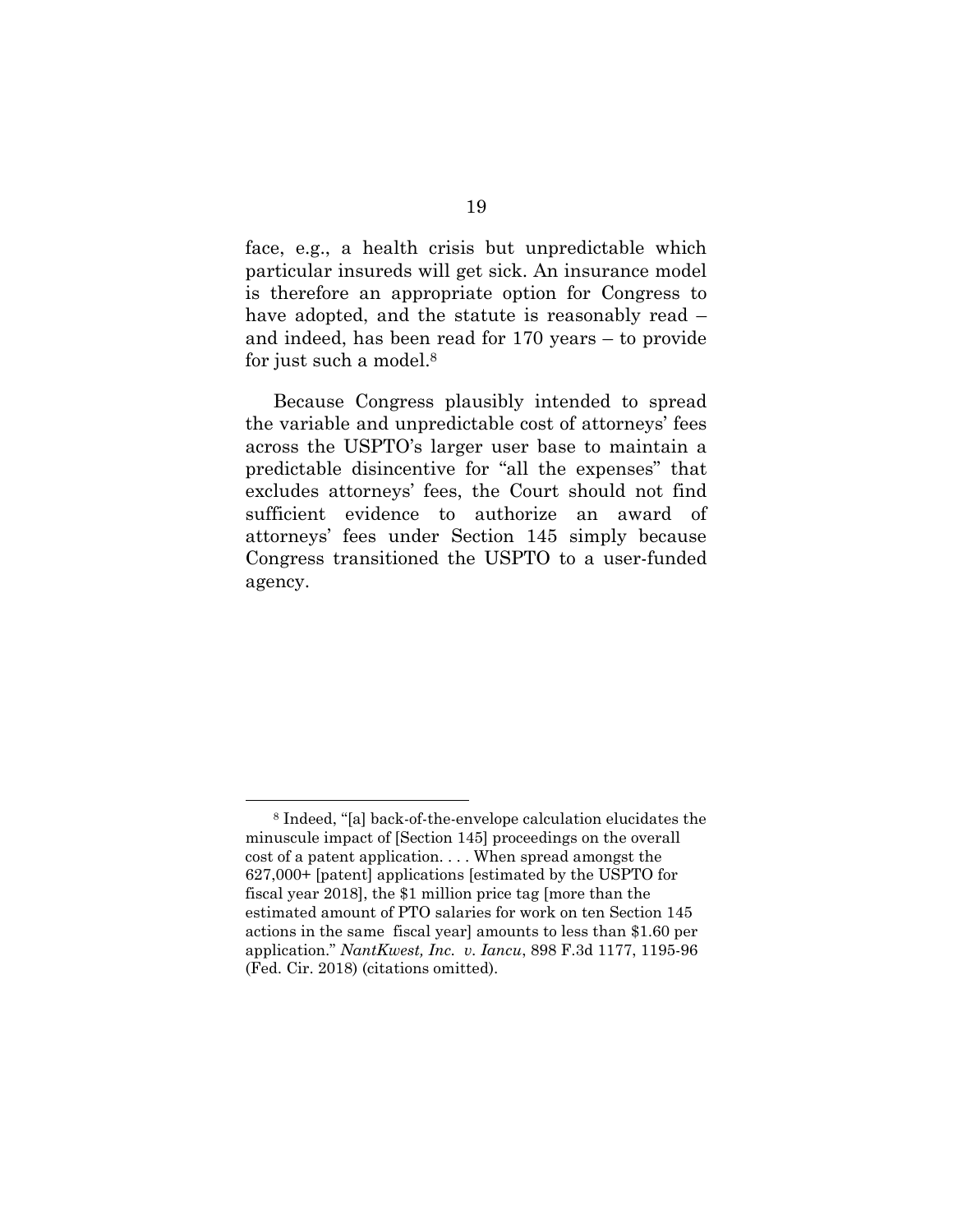face, e.g., a health crisis but unpredictable which particular insureds will get sick. An insurance model is therefore an appropriate option for Congress to have adopted, and the statute is reasonably read – and indeed, has been read for 170 years – to provide for just such a model.[8]

Because Congress plausibly intended to spread the variable and unpredictable cost of attorneys' fees across the USPTO's larger user base to maintain a predictable disincentive for "all the expenses" that excludes attorneys' fees, the Court should not find sufficient evidence to authorize an award of attorneys' fees under Section 145 simply because Congress transitioned the USPTO to a user-funded agency.

---

[8] Indeed, "[a] back-of-the-envelope calculation elucidates the minuscule impact of [Section 145] proceedings on the overall cost of a patent application. . . . When spread amongst the 627,000+ [patent] applications [estimated by the USPTO for fiscal year 2018], the $1 million price tag [more than the estimated amount of PTO salaries for work on ten Section 145 actions in the same fiscal year] amounts to less than $1.60 per application." *NantKwest, Inc. v. Iancu*, 898 F.3d 1177, 1195-96 (Fed. Cir. 2018) (citations omitted).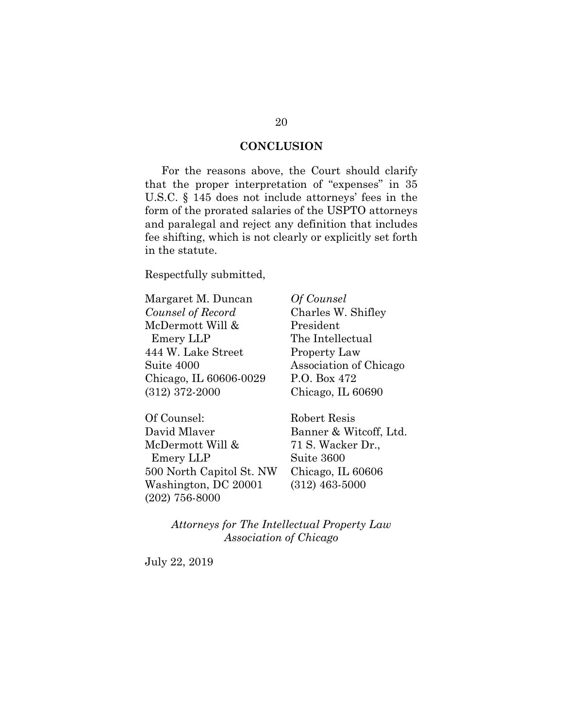## CONCLUSION

For the reasons above, the Court should clarify that the proper interpretation of "expenses" in 35 U.S.C. § 145 does not include attorneys' fees in the form of the prorated salaries of the USPTO attorneys and paralegal and reject any definition that includes fee shifting, which is not clearly or explicitly set forth in the statute.

Respectfully submitted,

Margaret M. Duncan
*Counsel of Record*
McDermott Will & Emery LLP
444 W. Lake Street
Suite 4000
Chicago, IL 60606-0029
(312) 372-2000

Of Counsel:
David Mlaver
McDermott Will & Emery LLP
500 North Capitol St. NW
Washington, DC 20001
(202) 756-8000

*Of Counsel*
Charles W. Shifley
President
The Intellectual Property Law Association of Chicago
P.O. Box 472
Chicago, IL 60690

Robert Resis
Banner & Witcoff, Ltd.
71 S. Wacker Dr.,
Suite 3600
Chicago, IL 60606
(312) 463-5000

*Attorneys for The Intellectual Property Law Association of Chicago*

July 22, 2019